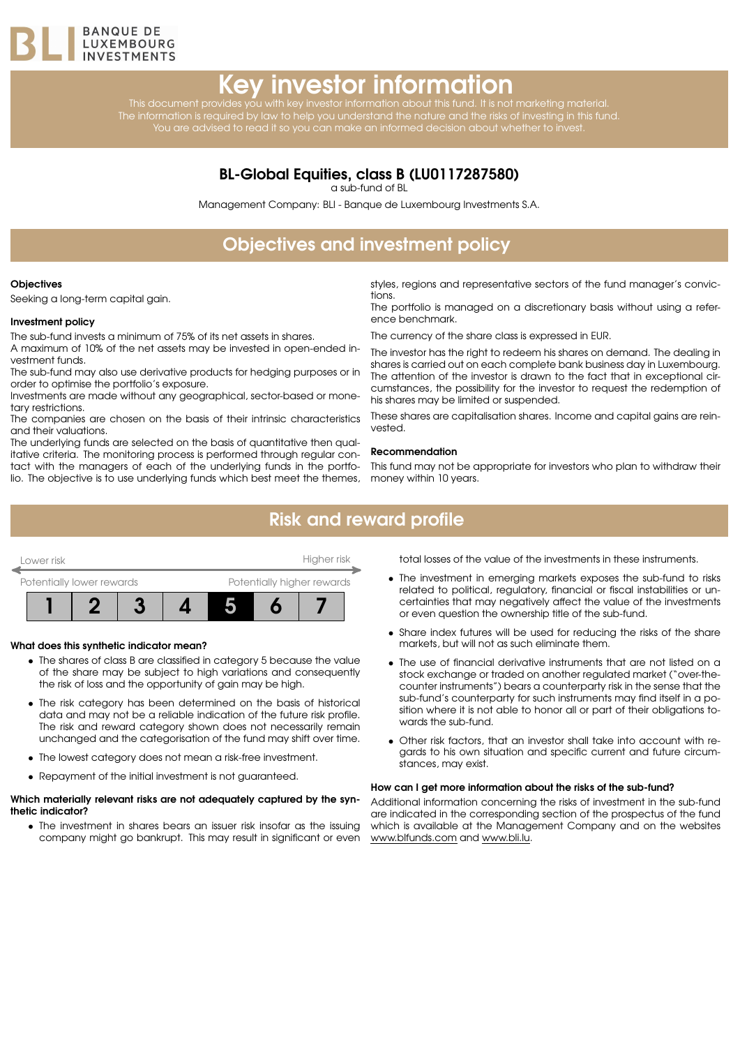BANQUE DE LUXEMBOURG INVESTMENTS

# Key investor information

This document provides you with key investor information about this fund. It is not marketing material. The information is required by law to help you understand the nature and the risks of investing in this fund. You are advised to read it so you can make an informed decision about whether to invest.

### BL-Global Equities, class B (LU0117287580)

a sub-fund of BL

Management Company: BLI - Banque de Luxembourg Investments S.A.

## Objectives and investment policy

**Objectives**

Seeking a long-term capital gain.

**Investment policy**

The sub-fund invests a minimum of 75% of its net assets in shares.

A maximum of 10% of the net assets may be invested in open-ended investment funds.

The sub-fund may also use derivative products for hedging purposes or in order to optimise the portfolio's exposure.

Investments are made without any geographical, sector-based or monetary restrictions.

The companies are chosen on the basis of their intrinsic characteristics and their valuations.

The underlying funds are selected on the basis of quantitative then qualitative criteria. The monitoring process is performed through regular contact with the managers of each of the underlying funds in the portfolio. The objective is to use underlying funds which best meet the themes, styles, regions and representative sectors of the fund manager's convictions.

The portfolio is managed on a discretionary basis without using a reference benchmark.

The currency of the share class is expressed in EUR.

The investor has the right to redeem his shares on demand. The dealing in shares is carried out on each complete bank business day in Luxembourg. The attention of the investor is drawn to the fact that in exceptional circumstances, the possibility for the investor to request the redemption of his shares may be limited or suspended.

These shares are capitalisation shares. Income and capital gains are reinvested.

**Recommendation**

This fund may not be appropriate for investors who plan to withdraw their money within 10 years.

## Risk and reward profile

Lower risk — Higher risk

Potentially lower rewards — Potentially higher rewards

| 1 | 2 | 3 | 4 | **5** | 6 | 7 |
|---|---|---|---|---|---|---|

**What does this synthetic indicator mean?**

- The shares of class B are classified in category 5 because the value of the share may be subject to high variations and consequently the risk of loss and the opportunity of gain may be high.
- The risk category has been determined on the basis of historical data and may not be a reliable indication of the future risk profile. The risk and reward category shown does not necessarily remain unchanged and the categorisation of the fund may shift over time.
- The lowest category does not mean a risk-free investment.
- Repayment of the initial investment is not guaranteed.

**Which materially relevant risks are not adequately captured by the synthetic indicator?**

- The investment in shares bears an issuer risk insofar as the issuing company might go bankrupt. This may result in significant or even total losses of the value of the investments in these instruments.
- The investment in emerging markets exposes the sub-fund to risks related to political, regulatory, financial or fiscal instabilities or uncertainties that may negatively affect the value of the investments or even question the ownership title of the sub-fund.
- Share index futures will be used for reducing the risks of the share markets, but will not as such eliminate them.
- The use of financial derivative instruments that are not listed on a stock exchange or traded on another regulated market ("over-the-counter instruments") bears a counterparty risk in the sense that the sub-fund's counterparty for such instruments may find itself in a position where it is not able to honor all or part of their obligations towards the sub-fund.
- Other risk factors, that an investor shall take into account with regards to his own situation and specific current and future circumstances, may exist.

**How can I get more information about the risks of the sub-fund?**

Additional information concerning the risks of investment in the sub-fund are indicated in the corresponding section of the prospectus of the fund which is available at the Management Company and on the websites www.blfunds.com and www.bli.lu.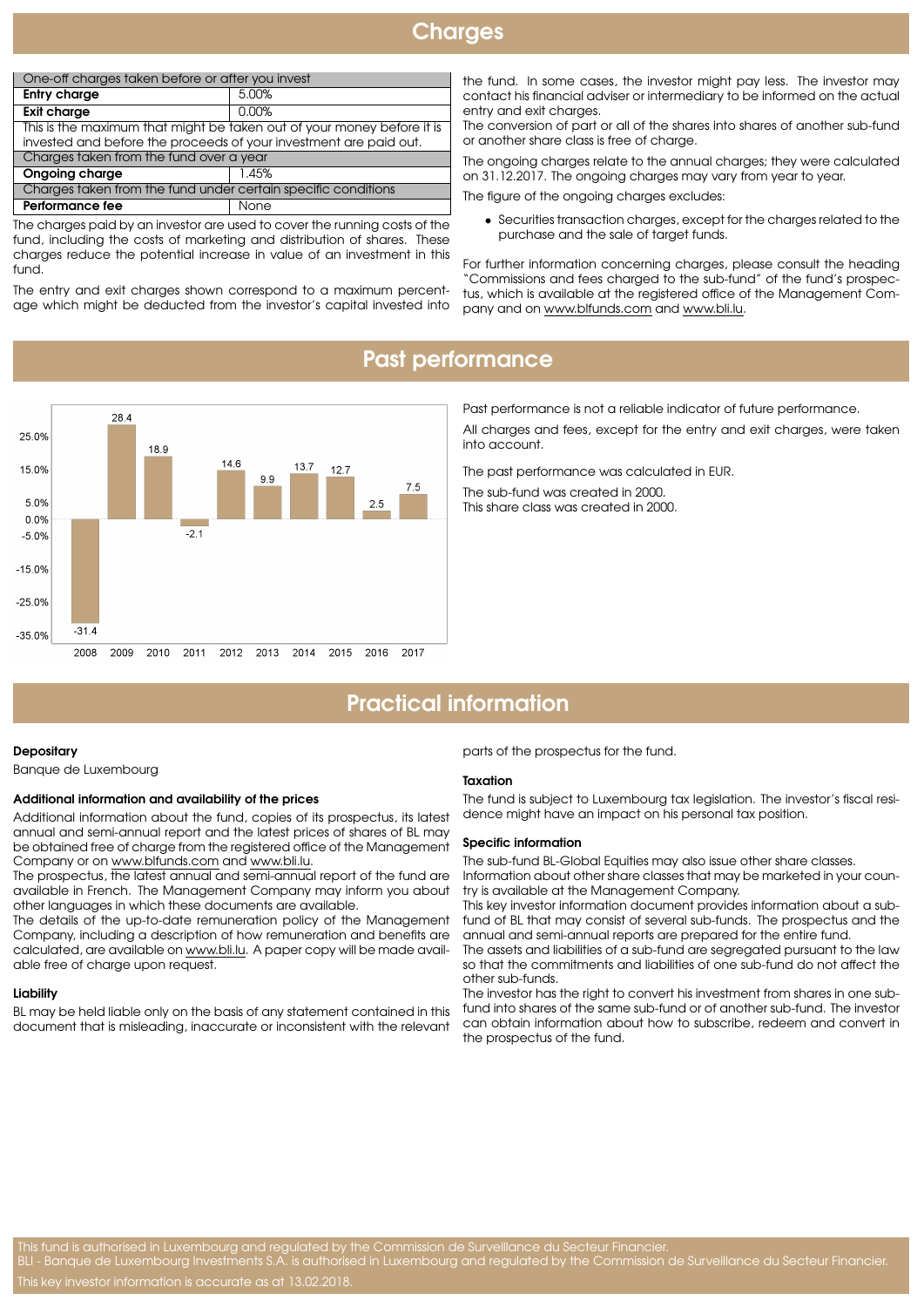## Charges

| | |
|---|---|
| One-off charges taken before or after you invest | |
| **Entry charge** | 5.00% |
| **Exit charge** | 0.00% |
| This is the maximum that might be taken out of your money before it is invested and before the proceeds of your investment are paid out. | |
| Charges taken from the fund over a year | |
| **Ongoing charge** | 1.45% |
| Charges taken from the fund under certain specific conditions | |
| **Performance fee** | None |

The charges paid by an investor are used to cover the running costs of the fund, including the costs of marketing and distribution of shares. These charges reduce the potential increase in value of an investment in this fund.

The entry and exit charges shown correspond to a maximum percentage which might be deducted from the investor's capital invested into the fund. In some cases, the investor might pay less. The investor may contact his financial adviser or intermediary to be informed on the actual entry and exit charges.

The conversion of part or all of the shares into shares of another sub-fund or another share class is free of charge.

The ongoing charges relate to the annual charges; they were calculated on 31.12.2017. The ongoing charges may vary from year to year.

The figure of the ongoing charges excludes:

- Securities transaction charges, except for the charges related to the purchase and the sale of target funds.

For further information concerning charges, please consult the heading "Commissions and fees charged to the sub-fund" of the fund's prospectus, which is available at the registered office of the Management Company and on www.blfunds.com and www.bli.lu.

## Past performance

25.0%
15.0%
5.0%
0.0%
-5.0%
-15.0%
-25.0%
-35.0%

-31.4 28.4 18.9 -2.1 14.6 9.9 13.7 12.7 2.5 7.5

2008 2009 2010 2011 2012 2013 2014 2015 2016 2017

Past performance is not a reliable indicator of future performance.

All charges and fees, except for the entry and exit charges, were taken into account.

The past performance was calculated in EUR.

The sub-fund was created in 2000.
This share class was created in 2000.

## Practical information

**Depositary**

Banque de Luxembourg

**Additional information and availability of the prices**

Additional information about the fund, copies of its prospectus, its latest annual and semi-annual report and the latest prices of shares of BL may be obtained free of charge from the registered office of the Management Company or on www.blfunds.com and www.bli.lu.
The prospectus, the latest annual and semi-annual report of the fund are available in French. The Management Company may inform you about other languages in which these documents are available.
The details of the up-to-date remuneration policy of the Management Company, including a description of how remuneration and benefits are calculated, are available on www.bli.lu. A paper copy will be made available free of charge upon request.

**Liability**

BL may be held liable only on the basis of any statement contained in this document that is misleading, inaccurate or inconsistent with the relevant parts of the prospectus for the fund.

**Taxation**

The fund is subject to Luxembourg tax legislation. The investor's fiscal residence might have an impact on his personal tax position.

**Specific information**

The sub-fund BL-Global Equities may also issue other share classes.
Information about other share classes that may be marketed in your country is available at the Management Company.
This key investor information document provides information about a sub-fund of BL that may consist of several sub-funds. The prospectus and the annual and semi-annual reports are prepared for the entire fund.
The assets and liabilities of a sub-fund are segregated pursuant to the law so that the commitments and liabilities of one sub-fund do not affect the other sub-funds.
The investor has the right to convert his investment from shares in one sub-fund into shares of the same sub-fund or of another sub-fund. The investor can obtain information about how to subscribe, redeem and convert in the prospectus of the fund.

This fund is authorised in Luxembourg and regulated by the Commission de Surveillance du Secteur Financier.
BLI - Banque de Luxembourg Investments S.A. is authorised in Luxembourg and regulated by the Commission de Surveillance du Secteur Financier.

This key investor information is accurate as at 13.02.2018.